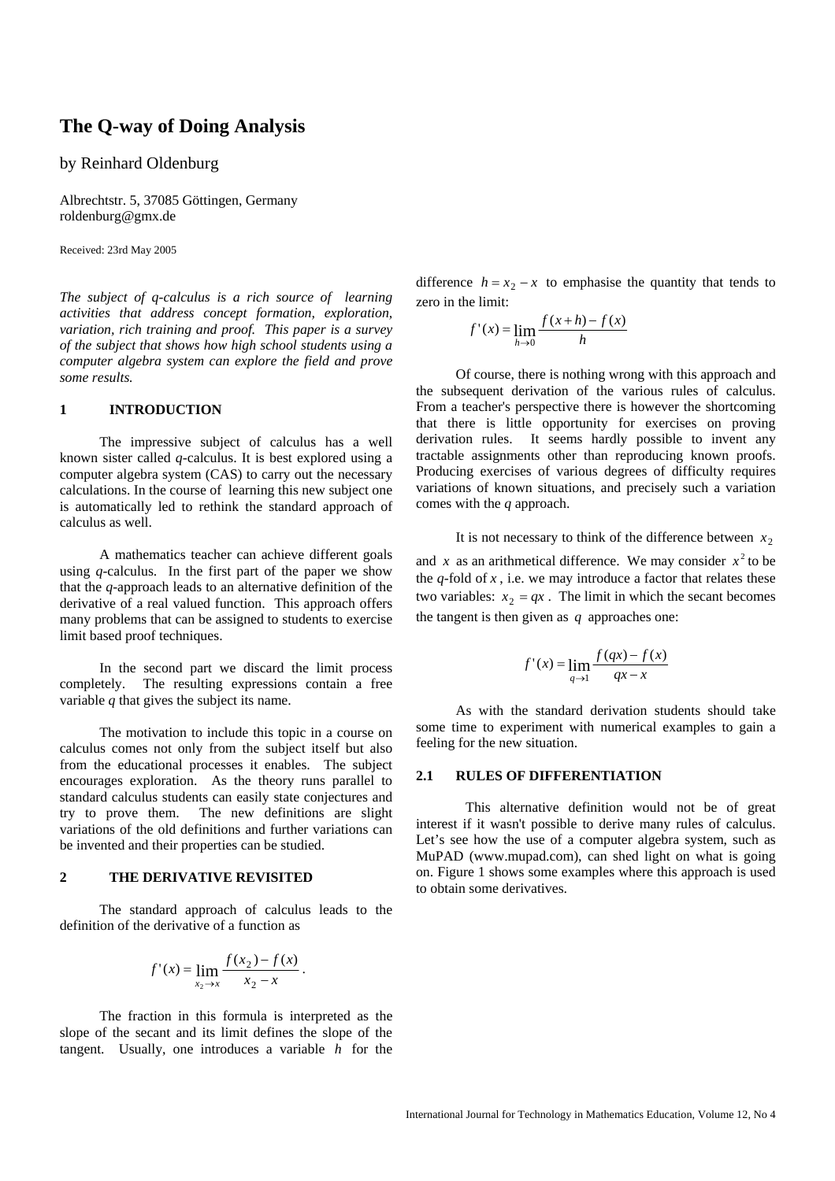# The Q-way of Doing Analysis

by Reinhard Oldenburg

Albrechtstr. 5, 37085 Göttingen, Germany
roldenburg@gmx.de

Received: 23rd May 2005

*The subject of q-calculus is a rich source of learning activities that address concept formation, exploration, variation, rich training and proof. This paper is a survey of the subject that shows how high school students using a computer algebra system can explore the field and prove some results.*

## 1 INTRODUCTION

The impressive subject of calculus has a well known sister called *q*-calculus. It is best explored using a computer algebra system (CAS) to carry out the necessary calculations. In the course of learning this new subject one is automatically led to rethink the standard approach of calculus as well.

A mathematics teacher can achieve different goals using *q*-calculus. In the first part of the paper we show that the *q*-approach leads to an alternative definition of the derivative of a real valued function. This approach offers many problems that can be assigned to students to exercise limit based proof techniques.

In the second part we discard the limit process completely. The resulting expressions contain a free variable *q* that gives the subject its name.

The motivation to include this topic in a course on calculus comes not only from the subject itself but also from the educational processes it enables. The subject encourages exploration. As the theory runs parallel to standard calculus students can easily state conjectures and try to prove them. The new definitions are slight variations of the old definitions and further variations can be invented and their properties can be studied.

## 2 THE DERIVATIVE REVISITED

The standard approach of calculus leads to the definition of the derivative of a function as

$$f'(x) = \lim_{x_2 \to x} \frac{f(x_2) - f(x)}{x_2 - x}.$$

The fraction in this formula is interpreted as the slope of the secant and its limit defines the slope of the tangent. Usually, one introduces a variable $h$ for the difference $h = x_2 - x$ to emphasise the quantity that tends to zero in the limit:

$$f'(x) = \lim_{h \to 0} \frac{f(x+h) - f(x)}{h}$$

Of course, there is nothing wrong with this approach and the subsequent derivation of the various rules of calculus. From a teacher's perspective there is however the shortcoming that there is little opportunity for exercises on proving derivation rules. It seems hardly possible to invent any tractable assignments other than reproducing known proofs. Producing exercises of various degrees of difficulty requires variations of known situations, and precisely such a variation comes with the *q* approach.

It is not necessary to think of the difference between $x_2$ and $x$ as an arithmetical difference. We may consider $x^2$ to be the *q*-fold of $x$, i.e. we may introduce a factor that relates these two variables: $x_2 = qx$. The limit in which the secant becomes the tangent is then given as $q$ approaches one:

$$f'(x) = \lim_{q \to 1} \frac{f(qx) - f(x)}{qx - x}$$

As with the standard derivation students should take some time to experiment with numerical examples to gain a feeling for the new situation.

### 2.1 RULES OF DIFFERENTIATION

This alternative definition would not be of great interest if it wasn't possible to derive many rules of calculus. Let's see how the use of a computer algebra system, such as MuPAD (www.mupad.com), can shed light on what is going on. Figure 1 shows some examples where this approach is used to obtain some derivatives.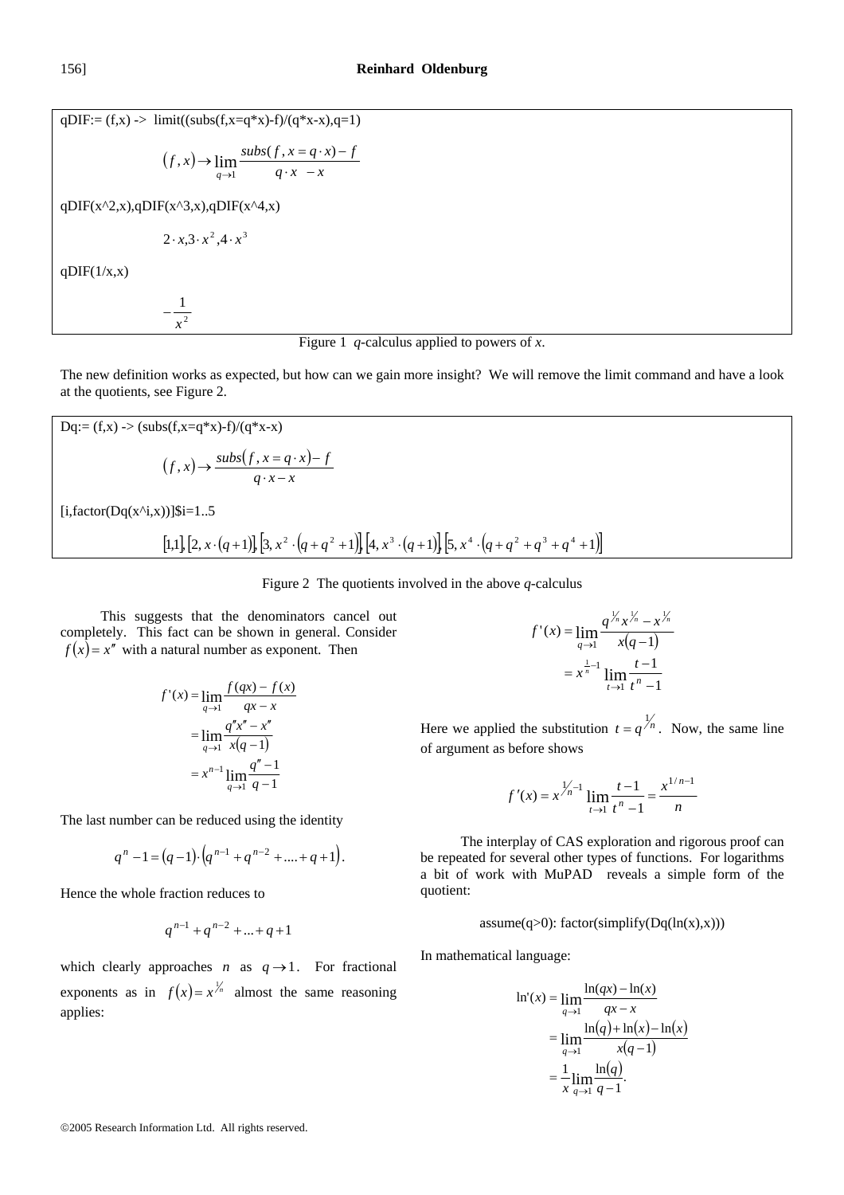```
qDIF:= (f,x) ->  limit((subs(f,x=q*x)-f)/(q*x-x),q=1)
```

$$(f, x) \to \lim_{q \to 1} \frac{subs(f, x = q \cdot x) - f}{q \cdot x \ - x}$$

```
qDIF(x^2,x),qDIF(x^3,x),qDIF(x^4,x)
```

$$2 \cdot x, 3 \cdot x^2, 4 \cdot x^3$$

```
qDIF(1/x,x)
```

$$-\frac{1}{x^2}$$

Figure 1 *q*-calculus applied to powers of *x*.

The new definition works as expected, but how can we gain more insight? We will remove the limit command and have a look at the quotients, see Figure 2.

```
Dq:= (f,x) -> (subs(f,x=q*x)-f)/(q*x-x)
```

$$(f, x) \to \frac{subs(f, x = q \cdot x) - f}{q \cdot x - x}$$

```
[i,factor(Dq(x^i,x))]$i=1..5
```

$$[1,1], [2, x \cdot (q+1)], [3, x^2 \cdot (q + q^2 + 1)], [4, x^3 \cdot (q+1)], [5, x^4 \cdot (q + q^2 + q^3 + q^4 + 1)]$$

Figure 2 The quotients involved in the above *q*-calculus

This suggests that the denominators cancel out completely. This fact can be shown in general. Consider $f(x) = x^n$ with a natural number as exponent. Then

$$\begin{aligned} f'(x) &= \lim_{q \to 1} \frac{f(qx) - f(x)}{qx - x} \\ &= \lim_{q \to 1} \frac{q^n x^n - x^n}{x(q-1)} \\ &= x^{n-1} \lim_{q \to 1} \frac{q^n - 1}{q - 1} \end{aligned}$$

The last number can be reduced using the identity

$$q^n - 1 = (q-1) \cdot (q^{n-1} + q^{n-2} + .... + q + 1).$$

Hence the whole fraction reduces to

$$q^{n-1} + q^{n-2} + ... + q + 1$$

which clearly approaches $n$ as $q \to 1$. For fractional exponents as in $f(x) = x^{1/n}$ almost the same reasoning applies:

$$\begin{aligned} f'(x) &= \lim_{q \to 1} \frac{q^{1/n} x^{1/n} - x^{1/n}}{x(q-1)} \\ &= x^{\frac{1}{n}-1} \lim_{t \to 1} \frac{t - 1}{t^n - 1} \end{aligned}$$

Here we applied the substitution $t = q^{1/n}$. Now, the same line of argument as before shows

$$f'(x) = x^{1/n - 1} \lim_{t \to 1} \frac{t-1}{t^n - 1} = \frac{x^{1/n-1}}{n}$$

The interplay of CAS exploration and rigorous proof can be repeated for several other types of functions. For logarithms a bit of work with MuPAD reveals a simple form of the quotient:

```
assume(q>0): factor(simplify(Dq(ln(x),x)))
```

In mathematical language:

$$\begin{aligned} \ln'(x) &= \lim_{q \to 1} \frac{\ln(qx) - \ln(x)}{qx - x} \\ &= \lim_{q \to 1} \frac{\ln(q) + \ln(x) - \ln(x)}{x(q-1)} \\ &= \frac{1}{x} \lim_{q \to 1} \frac{\ln(q)}{q - 1}. \end{aligned}$$

©2005 Research Information Ltd. All rights reserved.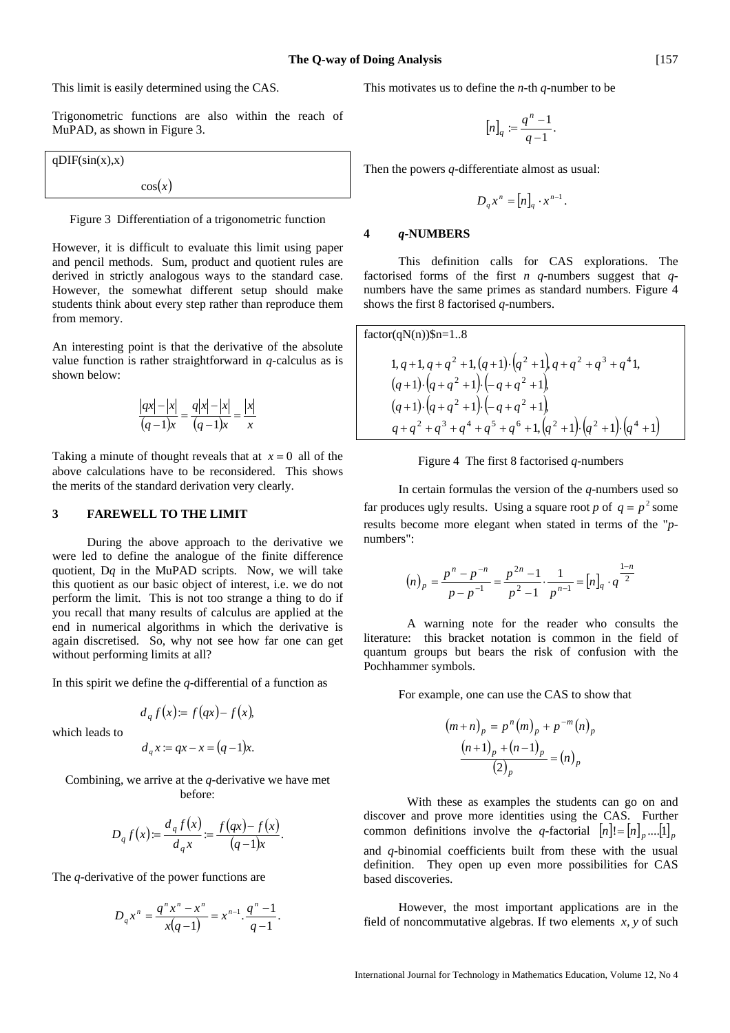This limit is easily determined using the CAS.

Trigonometric functions are also within the reach of MuPAD, as shown in Figure 3.

```
qDIF(sin(x),x)
```

$$\cos(x)$$

Figure 3 Differentiation of a trigonometric function

However, it is difficult to evaluate this limit using paper and pencil methods. Sum, product and quotient rules are derived in strictly analogous ways to the standard case. However, the somewhat different setup should make students think about every step rather than reproduce them from memory.

An interesting point is that the derivative of the absolute value function is rather straightforward in $q$-calculus as is shown below:

$$\frac{|qx|-|x|}{(q-1)x} = \frac{q|x|-|x|}{(q-1)x} = \frac{|x|}{x}$$

Taking a minute of thought reveals that at $x = 0$ all of the above calculations have to be reconsidered. This shows the merits of the standard derivation very clearly.

## 3 FAREWELL TO THE LIMIT

During the above approach to the derivative we were led to define the analogue of the finite difference quotient, D$q$ in the MuPAD scripts. Now, we will take this quotient as our basic object of interest, i.e. we do not perform the limit. This is not too strange a thing to do if you recall that many results of calculus are applied at the end in numerical algorithms in which the derivative is again discretised. So, why not see how far one can get without performing limits at all?

In this spirit we define the $q$-differential of a function as

$$d_q f(x) := f(qx) - f(x),$$

which leads to

$$d_q x := qx - x = (q-1)x.$$

Combining, we arrive at the $q$-derivative we have met before:

$$D_q f(x) := \frac{d_q f(x)}{d_q x} := \frac{f(qx) - f(x)}{(q-1)x}.$$

The $q$-derivative of the power functions are

$$D_q x^n = \frac{q^n x^n - x^n}{x(q-1)} = x^{n-1} \cdot \frac{q^n - 1}{q-1}.$$

This motivates us to define the $n$-th $q$-number to be

$$[n]_q := \frac{q^n - 1}{q-1}.$$

Then the powers $q$-differentiate almost as usual:

$$D_q x^n = [n]_q \cdot x^{n-1}.$$

## 4 *q*-NUMBERS

This definition calls for CAS explorations. The factorised forms of the first $n$ $q$-numbers suggest that $q$-numbers have the same primes as standard numbers. Figure 4 shows the first 8 factorised $q$-numbers.

```
factor(qN(n))$n=1..8
```

$$1, q+1, q+q^2+1, (q+1)\cdot(q^2+1), q+q^2+q^3+q^4 1,$$
$$(q+1)\cdot(q+q^2+1)\cdot(-q+q^2+1),$$
$$(q+1)\cdot(q+q^2+1)\cdot(-q+q^2+1),$$
$$q+q^2+q^3+q^4+q^5+q^6+1, (q^2+1)\cdot(q^2+1)\cdot(q^4+1)$$

Figure 4 The first 8 factorised $q$-numbers

In certain formulas the version of the $q$-numbers used so far produces ugly results. Using a square root $p$ of $q = p^2$ some results become more elegant when stated in terms of the "$p$-numbers":

$$(n)_p = \frac{p^n - p^{-n}}{p - p^{-1}} = \frac{p^{2n}-1}{p^2-1} \cdot \frac{1}{p^{n-1}} = [n]_q \cdot q^{\frac{1-n}{2}}$$

A warning note for the reader who consults the literature: this bracket notation is common in the field of quantum groups but bears the risk of confusion with the Pochhammer symbols.

For example, one can use the CAS to show that

$$(m+n)_p = p^n (m)_p + p^{-m} (n)_p$$

$$\frac{(n+1)_p + (n-1)_p}{(2)_p} = (n)_p$$

With these as examples the students can go on and discover and prove more identities using the CAS. Further common definitions involve the $q$-factorial $[n]! = [n]_p \ldots [1]_p$ and $q$-binomial coefficients built from these with the usual definition. They open up even more possibilities for CAS based discoveries.

However, the most important applications are in the field of noncommutative algebras. If two elements $x, y$ of such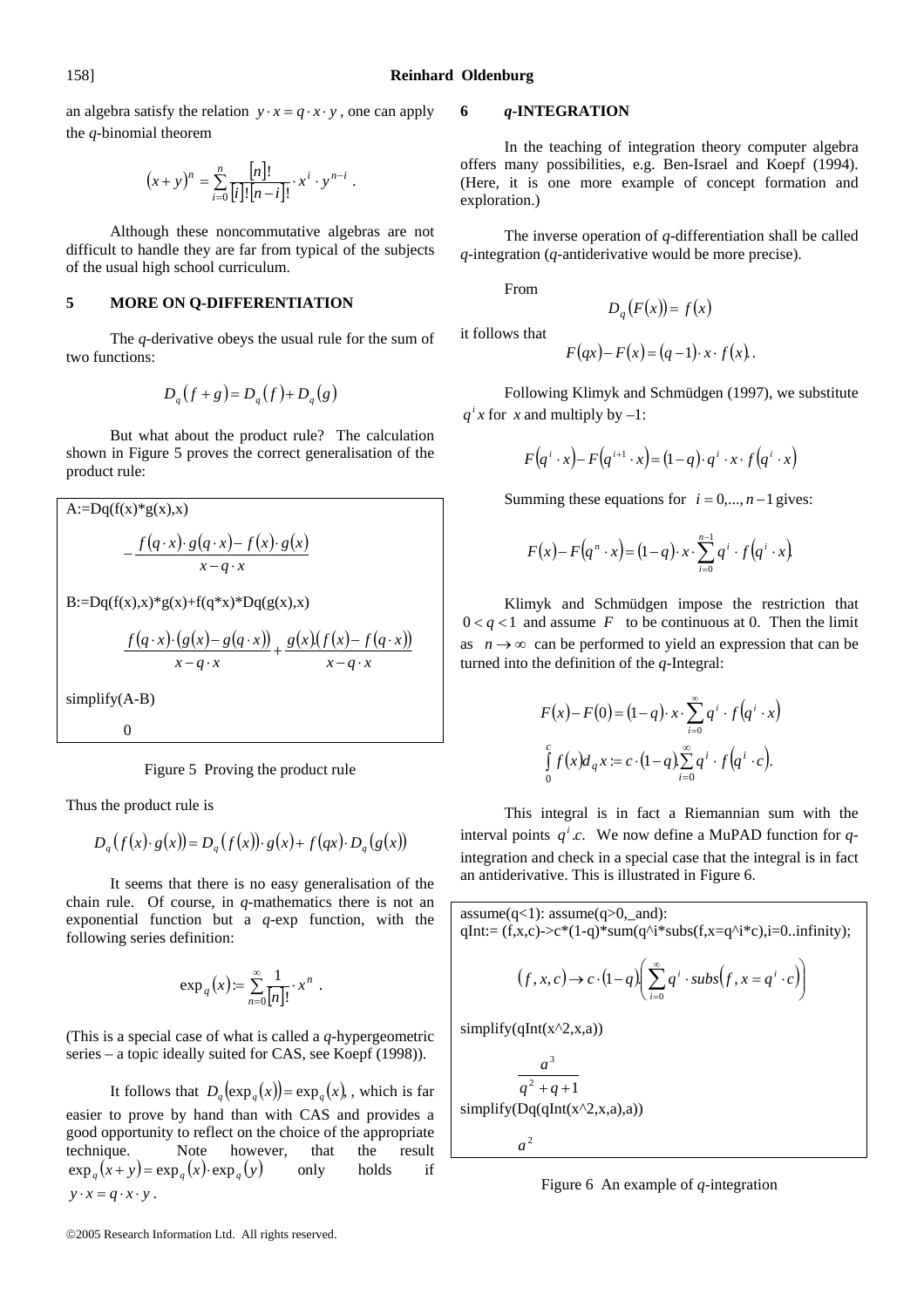an algebra satisfy the relation $y \cdot x = q \cdot x \cdot y$, one can apply the *q*-binomial theorem

$$(x+y)^n = \sum_{i=0}^{n} \frac{[n]!}{[i]![n-i]!} \cdot x^i \cdot y^{n-i} .$$

Although these noncommutative algebras are not difficult to handle they are far from typical of the subjects of the usual high school curriculum.

## 5 MORE ON Q-DIFFERENTIATION

The *q*-derivative obeys the usual rule for the sum of two functions:

$$D_q(f+g) = D_q(f) + D_q(g)$$

But what about the product rule? The calculation shown in Figure 5 proves the correct generalisation of the product rule:

```
A:=Dq(f(x)*g(x),x)
```

$$-\frac{f(q\cdot x)\cdot g(q\cdot x) - f(x)\cdot g(x)}{x - q\cdot x}$$

```
B:=Dq(f(x),x)*g(x)+f(q*x)*Dq(g(x),x)
```

$$\frac{f(q\cdot x)\cdot(g(x) - g(q\cdot x))}{x - q\cdot x} + \frac{g(x)\cdot(f(x) - f(q\cdot x))}{x - q\cdot x}$$

```
simplify(A-B)
```

$$0$$

Figure 5 Proving the product rule

Thus the product rule is

$$D_q(f(x)\cdot g(x)) = D_q(f(x))\cdot g(x) + f(qx)\cdot D_q(g(x))$$

It seems that there is no easy generalisation of the chain rule. Of course, in *q*-mathematics there is not an exponential function but a *q*-exp function, with the following series definition:

$$\exp_q(x) := \sum_{n=0}^{\infty} \frac{1}{[n]!} \cdot x^n .$$

(This is a special case of what is called a *q*-hypergeometric series – a topic ideally suited for CAS, see Koepf (1998)).

It follows that $D_q(\exp_q(x)) = \exp_q(x)$, which is far easier to prove by hand than with CAS and provides a good opportunity to reflect on the choice of the appropriate technique. Note however, that the result $\exp_q(x+y) = \exp_q(x)\cdot\exp_q(y)$ only holds if $y \cdot x = q \cdot x \cdot y$.

## 6 *q*-INTEGRATION

In the teaching of integration theory computer algebra offers many possibilities, e.g. Ben-Israel and Koepf (1994). (Here, it is one more example of concept formation and exploration.)

The inverse operation of *q*-differentiation shall be called *q*-integration (*q*-antiderivative would be more precise).

From

$$D_q(F(x)) = f(x)$$

it follows that

$$F(qx) - F(x) = (q-1)\cdot x \cdot f(x).$$

Following Klimyk and Schmüdgen (1997), we substitute $q^i x$ for $x$ and multiply by –1:

$$F(q^i \cdot x) - F(q^{i+1}\cdot x) = (1-q)\cdot q^i \cdot x \cdot f(q^i \cdot x)$$

Summing these equations for $i = 0,..., n-1$ gives:

$$F(x) - F(q^n \cdot x) = (1-q)\cdot x \cdot \sum_{i=0}^{n-1} q^i \cdot f(q^i \cdot x).$$

Klimyk and Schmüdgen impose the restriction that $0 < q < 1$ and assume $F$ to be continuous at 0. Then the limit as $n \to \infty$ can be performed to yield an expression that can be turned into the definition of the *q*-Integral:

$$F(x) - F(0) = (1-q)\cdot x \cdot \sum_{i=0}^{\infty} q^i \cdot f(q^i \cdot x)$$

$$\int_0^c f(x) d_q x := c \cdot (1-q) \cdot \sum_{i=0}^{\infty} q^i \cdot f(q^i \cdot c).$$

This integral is in fact a Riemannian sum with the interval points $q^i.c$. We now define a MuPAD function for *q*-integration and check in a special case that the integral is in fact an antiderivative. This is illustrated in Figure 6.

```
assume(q<1): assume(q>0,_and):
qInt:= (f,x,c)->c*(1-q)*sum(q^i*subs(f,x=q^i*c),i=0..infinity);
```

$$(f,x,c) \to c\cdot(1-q)\cdot\left(\sum_{i=0}^{\infty} q^i \cdot subs(f, x = q^i \cdot c)\right)$$

```
simplify(qInt(x^2,x,a))
```

$$\frac{a^3}{q^2+q+1}$$

```
simplify(Dq(qInt(x^2,x,a),a))
```

$$a^2$$

Figure 6 An example of *q*-integration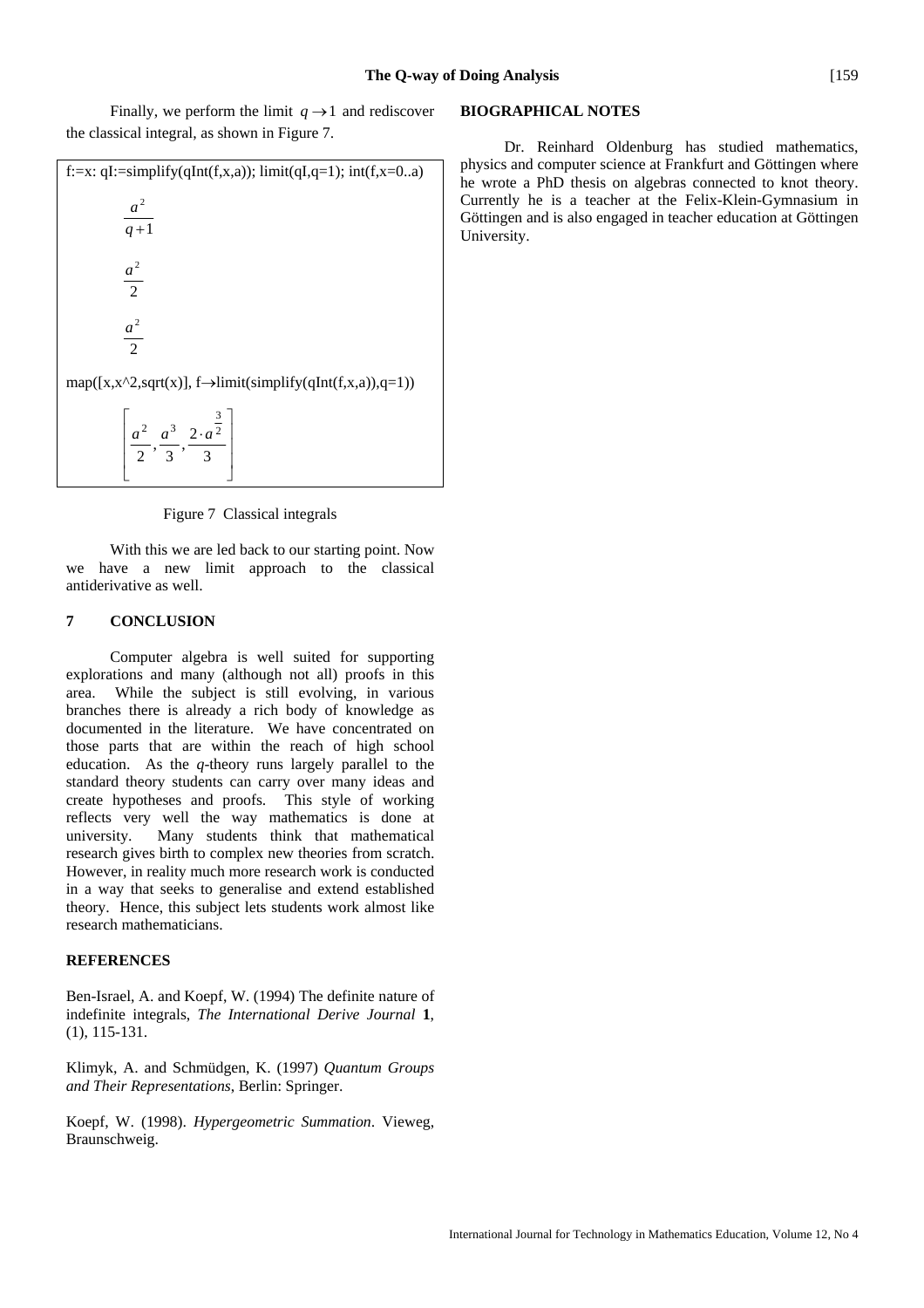Finally, we perform the limit $q \to 1$ and rediscover the classical integral, as shown in Figure 7.

```
f:=x: qI:=simplify(qInt(f,x,a)); limit(qI,q=1); int(f,x=0..a)
```

$$\frac{a^2}{q+1}$$

$$\frac{a^2}{2}$$

$$\frac{a^2}{2}$$

```
map([x,x^2,sqrt(x)], f→limit(simplify(qInt(f,x,a)),q=1))
```

$$\left[\frac{a^2}{2}, \frac{a^3}{3}, \frac{2 \cdot a^{\frac{3}{2}}}{3}\right]$$

Figure 7 Classical integrals

With this we are led back to our starting point. Now we have a new limit approach to the classical antiderivative as well.

## 7 CONCLUSION

Computer algebra is well suited for supporting explorations and many (although not all) proofs in this area. While the subject is still evolving, in various branches there is already a rich body of knowledge as documented in the literature. We have concentrated on those parts that are within the reach of high school education. As the *q*-theory runs largely parallel to the standard theory students can carry over many ideas and create hypotheses and proofs. This style of working reflects very well the way mathematics is done at university. Many students think that mathematical research gives birth to complex new theories from scratch. However, in reality much more research work is conducted in a way that seeks to generalise and extend established theory. Hence, this subject lets students work almost like research mathematicians.

## REFERENCES

Ben-Israel, A. and Koepf, W. (1994) The definite nature of indefinite integrals, *The International Derive Journal* **1**, (1), 115-131.

Klimyk, A. and Schmüdgen, K. (1997) *Quantum Groups and Their Representations*, Berlin: Springer.

Koepf, W. (1998). *Hypergeometric Summation*. Vieweg, Braunschweig.

## BIOGRAPHICAL NOTES

Dr. Reinhard Oldenburg has studied mathematics, physics and computer science at Frankfurt and Göttingen where he wrote a PhD thesis on algebras connected to knot theory. Currently he is a teacher at the Felix-Klein-Gymnasium in Göttingen and is also engaged in teacher education at Göttingen University.